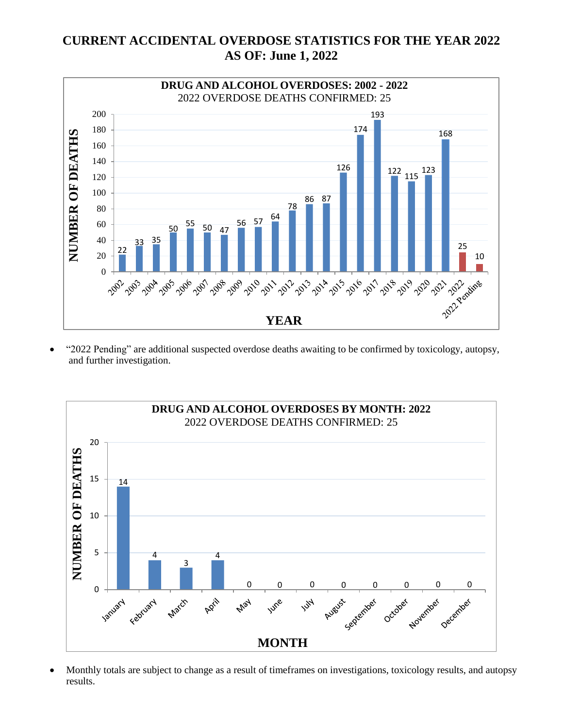# CURRENT ACCIDENTAL OVERDOSE STATISTICS FOR THE YEAR 2022
## AS OF: June 1, 2022

**DRUG AND ALCOHOL OVERDOSES: 2002 - 2022**
2022 OVERDOSE DEATHS CONFIRMED: 25

| YEAR | NUMBER OF DEATHS |
|---|---|
| 2002 | 22 |
| 2003 | 33 |
| 2004 | 35 |
| 2005 | 50 |
| 2006 | 55 |
| 2007 | 50 |
| 2008 | 47 |
| 2009 | 56 |
| 2010 | 57 |
| 2011 | 64 |
| 2012 | 78 |
| 2013 | 86 |
| 2014 | 87 |
| 2015 | 126 |
| 2016 | 174 |
| 2017 | 193 |
| 2018 | 122 |
| 2019 | 115 |
| 2020 | 123 |
| 2021 | 168 |
| 2022 | 25 |
| 2022 Pending | 10 |

- "2022 Pending" are additional suspected overdose deaths awaiting to be confirmed by toxicology, autopsy, and further investigation.

**DRUG AND ALCOHOL OVERDOSES BY MONTH: 2022**
2022 OVERDOSE DEATHS CONFIRMED: 25

| MONTH | NUMBER OF DEATHS |
|---|---|
| January | 14 |
| February | 4 |
| March | 3 |
| April | 4 |
| May | 0 |
| June | 0 |
| July | 0 |
| August | 0 |
| September | 0 |
| October | 0 |
| November | 0 |
| December | 0 |

- Monthly totals are subject to change as a result of timeframes on investigations, toxicology results, and autopsy results.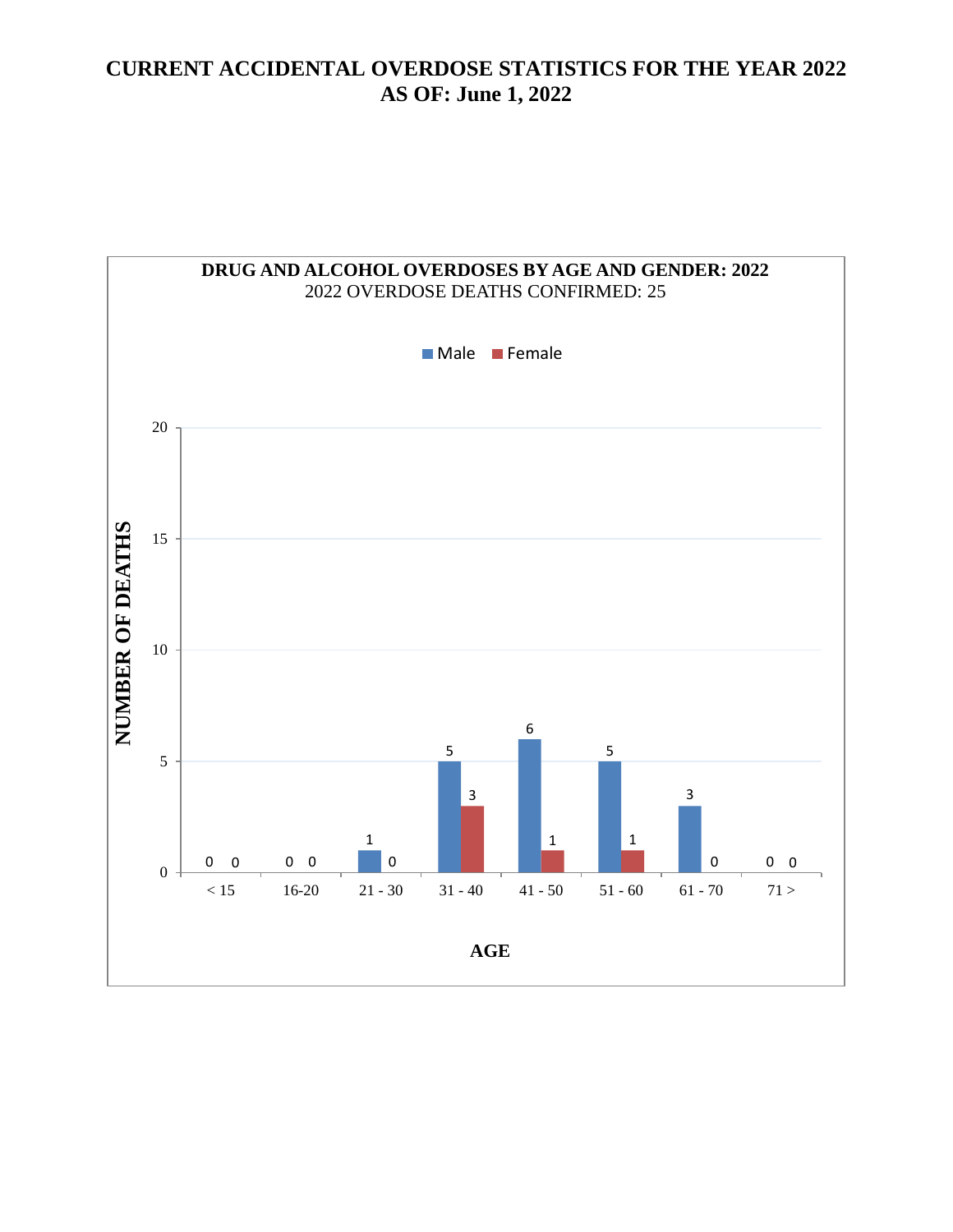# CURRENT ACCIDENTAL OVERDOSE STATISTICS FOR THE YEAR 2022
# AS OF: June 1, 2022

**DRUG AND ALCOHOL OVERDOSES BY AGE AND GENDER: 2022**

2022 OVERDOSE DEATHS CONFIRMED: 25

| AGE | Male | Female |
|---|---|---|
| < 15 | 0 | 0 |
| 16-20 | 0 | 0 |
| 21 - 30 | 1 | 0 |
| 31 - 40 | 5 | 3 |
| 41 - 50 | 6 | 1 |
| 51 - 60 | 5 | 1 |
| 61 - 70 | 3 | 0 |
| 71 > | 0 | 0 |

NUMBER OF DEATHS

AGE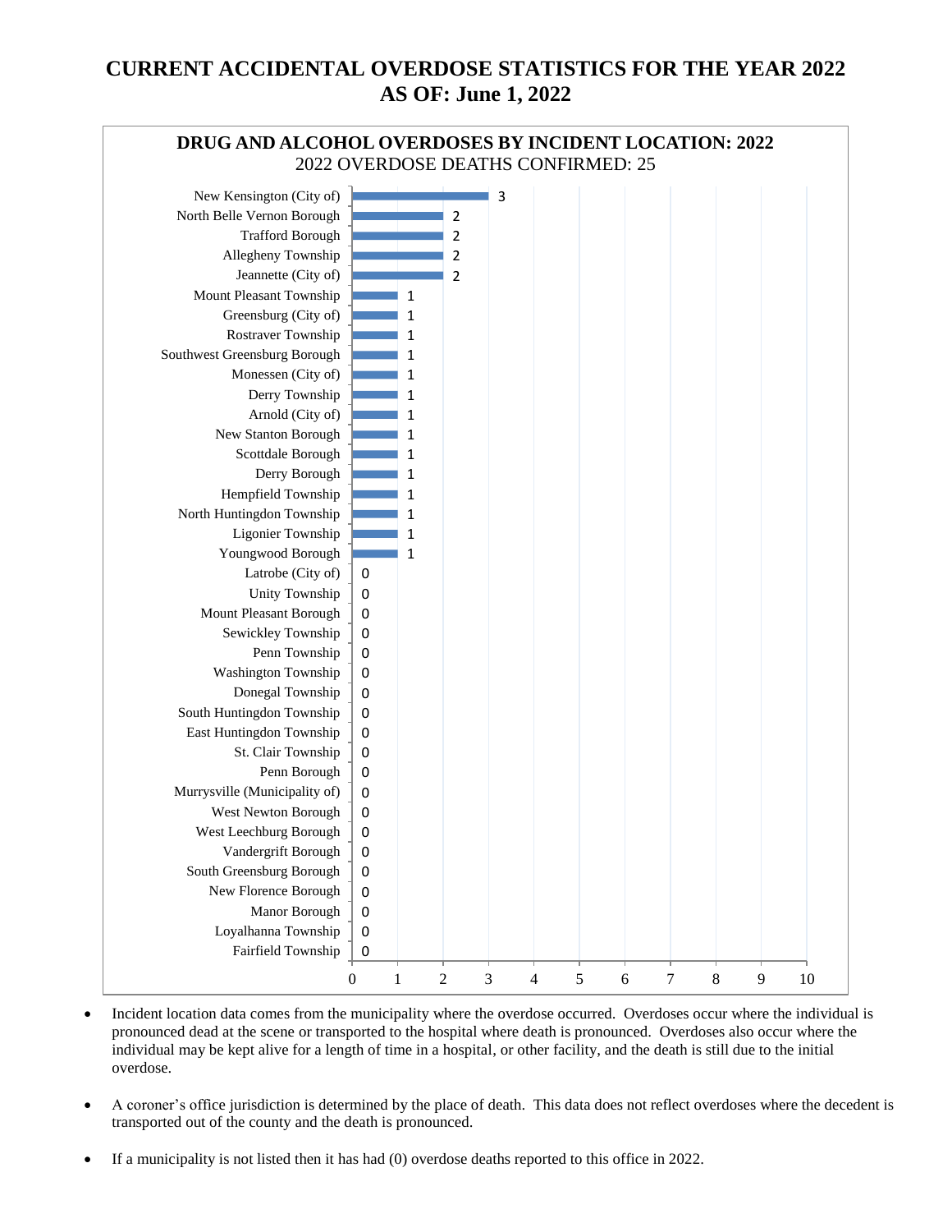# CURRENT ACCIDENTAL OVERDOSE STATISTICS FOR THE YEAR 2022
# AS OF: June 1, 2022

## DRUG AND ALCOHOL OVERDOSES BY INCIDENT LOCATION: 2022

2022 OVERDOSE DEATHS CONFIRMED: 25

| Municipality | Overdose Deaths |
|---|---|
| New Kensington (City of) | 3 |
| North Belle Vernon Borough | 2 |
| Trafford Borough | 2 |
| Allegheny Township | 2 |
| Jeannette (City of) | 2 |
| Mount Pleasant Township | 1 |
| Greensburg (City of) | 1 |
| Rostraver Township | 1 |
| Southwest Greensburg Borough | 1 |
| Monessen (City of) | 1 |
| Derry Township | 1 |
| Arnold (City of) | 1 |
| New Stanton Borough | 1 |
| Scottdale Borough | 1 |
| Derry Borough | 1 |
| Hempfield Township | 1 |
| North Huntingdon Township | 1 |
| Ligonier Township | 1 |
| Youngwood Borough | 1 |
| Latrobe (City of) | 0 |
| Unity Township | 0 |
| Mount Pleasant Borough | 0 |
| Sewickley Township | 0 |
| Penn Township | 0 |
| Washington Township | 0 |
| Donegal Township | 0 |
| South Huntingdon Township | 0 |
| East Huntingdon Township | 0 |
| St. Clair Township | 0 |
| Penn Borough | 0 |
| Murrysville (Municipality of) | 0 |
| West Newton Borough | 0 |
| West Leechburg Borough | 0 |
| Vandergrift Borough | 0 |
| South Greensburg Borough | 0 |
| New Florence Borough | 0 |
| Manor Borough | 0 |
| Loyalhanna Township | 0 |
| Fairfield Township | 0 |

- Incident location data comes from the municipality where the overdose occurred. Overdoses occur where the individual is pronounced dead at the scene or transported to the hospital where death is pronounced. Overdoses also occur where the individual may be kept alive for a length of time in a hospital, or other facility, and the death is still due to the initial overdose.

- A coroner's office jurisdiction is determined by the place of death. This data does not reflect overdoses where the decedent is transported out of the county and the death is pronounced.

- If a municipality is not listed then it has had (0) overdose deaths reported to this office in 2022.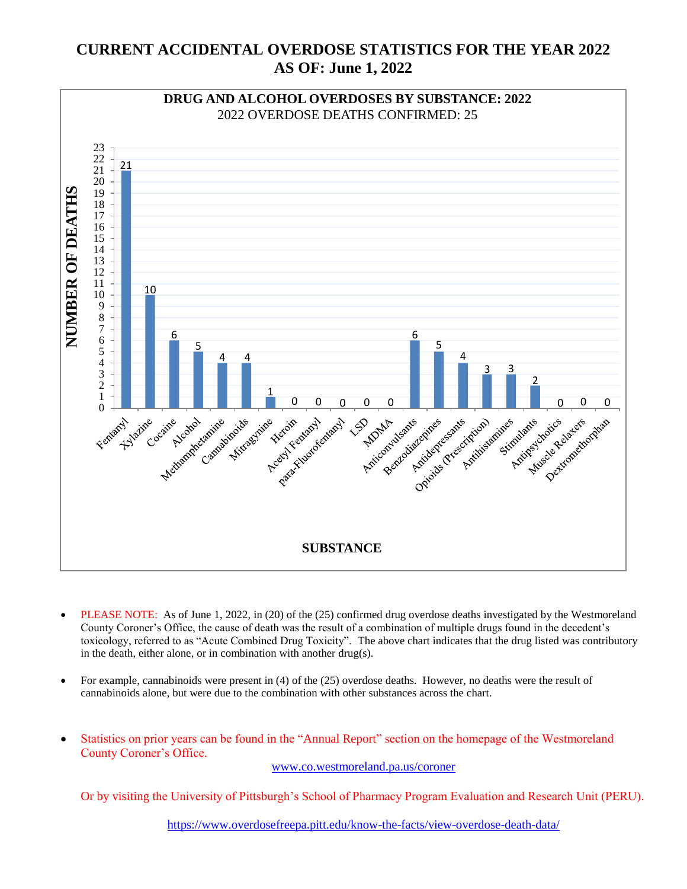# CURRENT ACCIDENTAL OVERDOSE STATISTICS FOR THE YEAR 2022
# AS OF: June 1, 2022

**DRUG AND ALCOHOL OVERDOSES BY SUBSTANCE: 2022**

2022 OVERDOSE DEATHS CONFIRMED: 25

NUMBER OF DEATHS

0 1 2 3 4 5 6 7 8 9 10 11 12 13 14 15 16 17 18 19 20 21 22 23

21 10 6 5 4 4 1 0 0 0 0 0 6 5 4 3 3 2 0 0 0

Fentanyl, Xylazine, Cocaine, Alcohol, Methamphetamine, Cannabinoids, Mitragynine, Heroin, Acetyl Fentanyl, para-Fluorofentanyl, LSD, MDMA, Anticonvulsants, Benzodiazepines, Antidepressants, Opioids (Prescription), Antihistamines, Stimulants, Antipsychotics, Muscle Relaxers, Dextromethorphan

**SUBSTANCE**

- PLEASE NOTE: As of June 1, 2022, in (20) of the (25) confirmed drug overdose deaths investigated by the Westmoreland County Coroner's Office, the cause of death was the result of a combination of multiple drugs found in the decedent's toxicology, referred to as "Acute Combined Drug Toxicity". The above chart indicates that the drug listed was contributory in the death, either alone, or in combination with another drug(s).

- For example, cannabinoids were present in (4) of the (25) overdose deaths. However, no deaths were the result of cannabinoids alone, but were due to the combination with other substances across the chart.

- Statistics on prior years can be found in the "Annual Report" section on the homepage of the Westmoreland County Coroner's Office.

  www.co.westmoreland.pa.us/coroner

  Or by visiting the University of Pittsburgh's School of Pharmacy Program Evaluation and Research Unit (PERU).

  https://www.overdosefreepa.pitt.edu/know-the-facts/view-overdose-death-data/